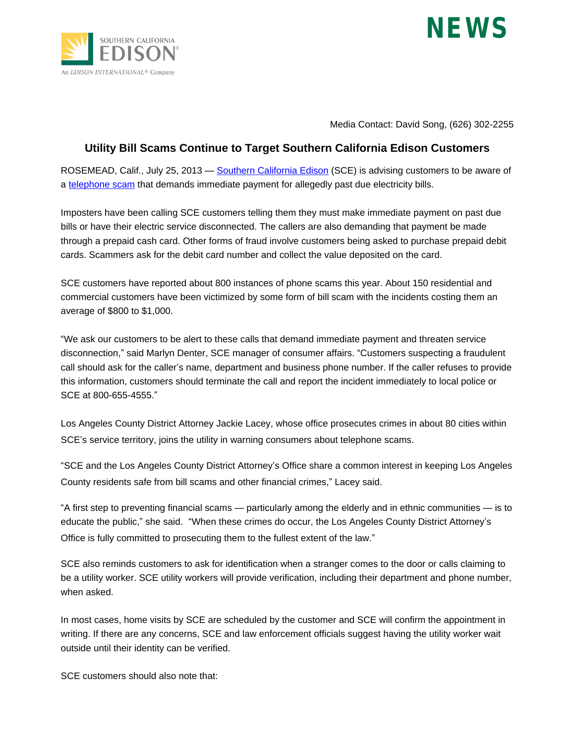SOUTHERN CALIFORNIA EDISON

An EDISON INTERNATIONAL® Company

**NEWS**

Media Contact: David Song, (626) 302-2255

## Utility Bill Scams Continue to Target Southern California Edison Customers

ROSEMEAD, Calif., July 25, 2013 — Southern California Edison (SCE) is advising customers to be aware of a telephone scam that demands immediate payment for allegedly past due electricity bills.

Imposters have been calling SCE customers telling them they must make immediate payment on past due bills or have their electric service disconnected. The callers are also demanding that payment be made through a prepaid cash card. Other forms of fraud involve customers being asked to purchase prepaid debit cards. Scammers ask for the debit card number and collect the value deposited on the card.

SCE customers have reported about 800 instances of phone scams this year. About 150 residential and commercial customers have been victimized by some form of bill scam with the incidents costing them an average of $800 to $1,000.

"We ask our customers to be alert to these calls that demand immediate payment and threaten service disconnection," said Marlyn Denter, SCE manager of consumer affairs. "Customers suspecting a fraudulent call should ask for the caller's name, department and business phone number. If the caller refuses to provide this information, customers should terminate the call and report the incident immediately to local police or SCE at 800-655-4555."

Los Angeles County District Attorney Jackie Lacey, whose office prosecutes crimes in about 80 cities within SCE's service territory, joins the utility in warning consumers about telephone scams.

"SCE and the Los Angeles County District Attorney's Office share a common interest in keeping Los Angeles County residents safe from bill scams and other financial crimes," Lacey said.

"A first step to preventing financial scams — particularly among the elderly and in ethnic communities — is to educate the public," she said. "When these crimes do occur, the Los Angeles County District Attorney's Office is fully committed to prosecuting them to the fullest extent of the law."

SCE also reminds customers to ask for identification when a stranger comes to the door or calls claiming to be a utility worker. SCE utility workers will provide verification, including their department and phone number, when asked.

In most cases, home visits by SCE are scheduled by the customer and SCE will confirm the appointment in writing. If there are any concerns, SCE and law enforcement officials suggest having the utility worker wait outside until their identity can be verified.

SCE customers should also note that: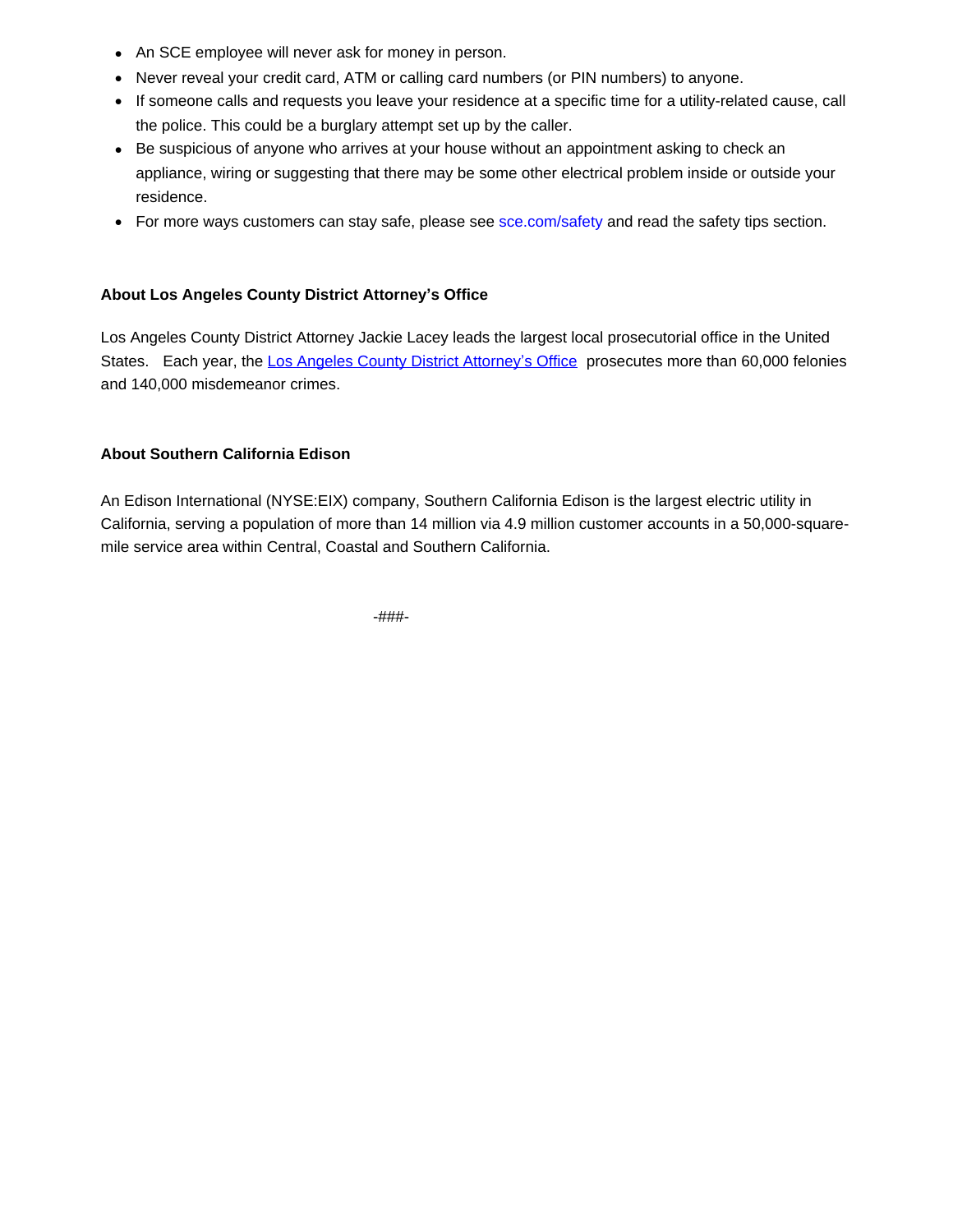- An SCE employee will never ask for money in person.
- Never reveal your credit card, ATM or calling card numbers (or PIN numbers) to anyone.
- If someone calls and requests you leave your residence at a specific time for a utility-related cause, call the police. This could be a burglary attempt set up by the caller.
- Be suspicious of anyone who arrives at your house without an appointment asking to check an appliance, wiring or suggesting that there may be some other electrical problem inside or outside your residence.
- For more ways customers can stay safe, please see sce.com/safety and read the safety tips section.

**About Los Angeles County District Attorney's Office**

Los Angeles County District Attorney Jackie Lacey leads the largest local prosecutorial office in the United States. Each year, the Los Angeles County District Attorney's Office prosecutes more than 60,000 felonies and 140,000 misdemeanor crimes.

**About Southern California Edison**

An Edison International (NYSE:EIX) company, Southern California Edison is the largest electric utility in California, serving a population of more than 14 million via 4.9 million customer accounts in a 50,000-square-mile service area within Central, Coastal and Southern California.

-###-